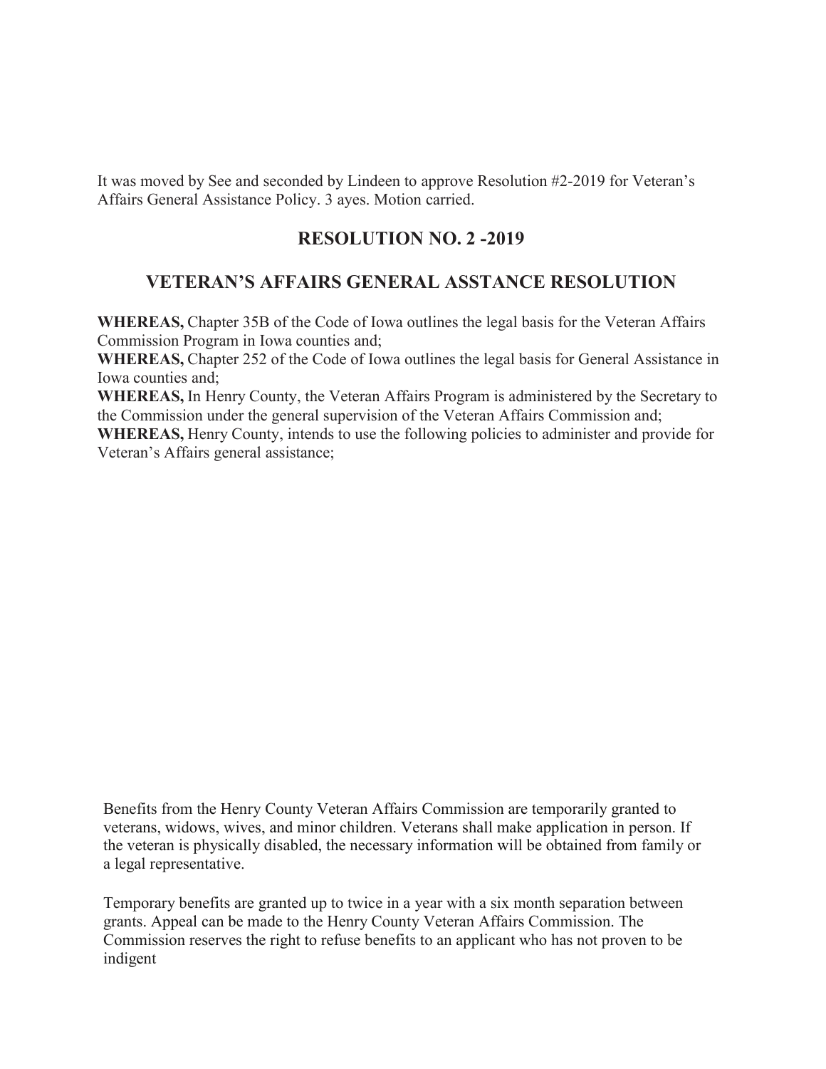It was moved by See and seconded by Lindeen to approve Resolution #2-2019 for Veteran's Affairs General Assistance Policy. 3 ayes. Motion carried.

## RESOLUTION NO. 2 -2019

## VETERAN'S AFFAIRS GENERAL ASSTANCE RESOLUTION

**WHEREAS,** Chapter 35B of the Code of Iowa outlines the legal basis for the Veteran Affairs Commission Program in Iowa counties and;
**WHEREAS,** Chapter 252 of the Code of Iowa outlines the legal basis for General Assistance in Iowa counties and;
**WHEREAS,** In Henry County, the Veteran Affairs Program is administered by the Secretary to the Commission under the general supervision of the Veteran Affairs Commission and;
**WHEREAS,** Henry County, intends to use the following policies to administer and provide for Veteran's Affairs general assistance;

Benefits from the Henry County Veteran Affairs Commission are temporarily granted to veterans, widows, wives, and minor children. Veterans shall make application in person. If the veteran is physically disabled, the necessary information will be obtained from family or a legal representative.

Temporary benefits are granted up to twice in a year with a six month separation between grants. Appeal can be made to the Henry County Veteran Affairs Commission. The Commission reserves the right to refuse benefits to an applicant who has not proven to be indigent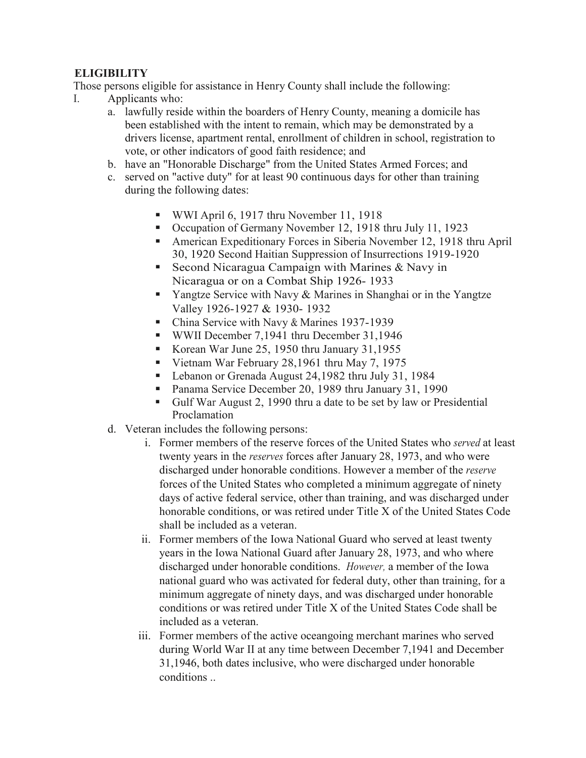**ELIGIBILITY**

Those persons eligible for assistance in Henry County shall include the following:

I. Applicants who:

   a. lawfully reside within the boarders of Henry County, meaning a domicile has been established with the intent to remain, which may be demonstrated by a drivers license, apartment rental, enrollment of children in school, registration to vote, or other indicators of good faith residence; and
   b. have an "Honorable Discharge" from the United States Armed Forces; and
   c. served on "active duty" for at least 90 continuous days for other than training during the following dates:

      - WWI April 6, 1917 thru November 11, 1918
      - Occupation of Germany November 12, 1918 thru July 11, 1923
      - American Expeditionary Forces in Siberia November 12, 1918 thru April 30, 1920 Second Haitian Suppression of Insurrections 1919-1920
      - Second Nicaragua Campaign with Marines & Navy in Nicaragua or on a Combat Ship 1926- 1933
      - Yangtze Service with Navy & Marines in Shanghai or in the Yangtze Valley 1926-1927 & 1930- 1932
      - China Service with Navy & Marines 1937-1939
      - WWII December 7,1941 thru December 31,1946
      - Korean War June 25, 1950 thru January 31,1955
      - Vietnam War February 28,1961 thru May 7, 1975
      - Lebanon or Grenada August 24,1982 thru July 31, 1984
      - Panama Service December 20, 1989 thru January 31, 1990
      - Gulf War August 2, 1990 thru a date to be set by law or Presidential Proclamation

   d. Veteran includes the following persons:

      i. Former members of the reserve forces of the United States who *served* at least twenty years in the *reserves* forces after January 28, 1973, and who were discharged under honorable conditions. However a member of the *reserve* forces of the United States who completed a minimum aggregate of ninety days of active federal service, other than training, and was discharged under honorable conditions, or was retired under Title X of the United States Code shall be included as a veteran.
      ii. Former members of the Iowa National Guard who served at least twenty years in the Iowa National Guard after January 28, 1973, and who where discharged under honorable conditions. *However,* a member of the Iowa national guard who was activated for federal duty, other than training, for a minimum aggregate of ninety days, and was discharged under honorable conditions or was retired under Title X of the United States Code shall be included as a veteran.
      iii. Former members of the active oceangoing merchant marines who served during World War II at any time between December 7,1941 and December 31,1946, both dates inclusive, who were discharged under honorable conditions ..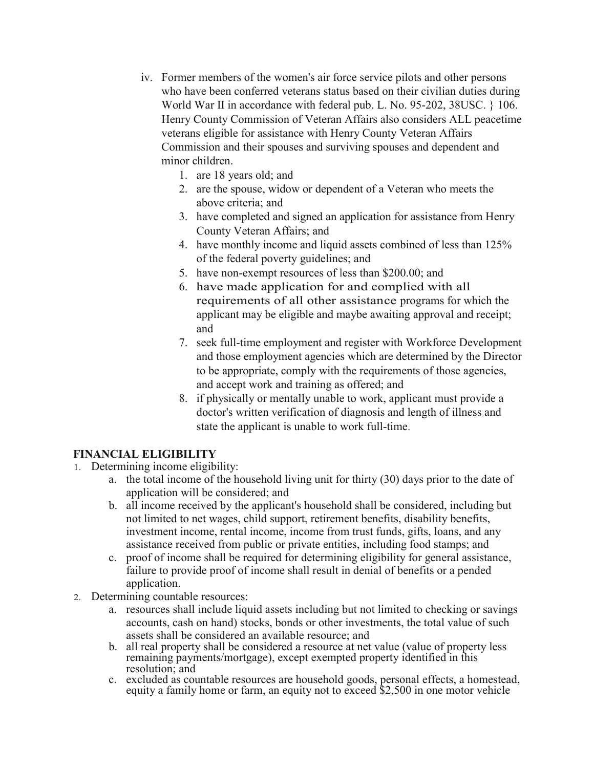iv. Former members of the women's air force service pilots and other persons who have been conferred veterans status based on their civilian duties during World War II in accordance with federal pub. L. No. 95-202, 38USC. } 106. Henry County Commission of Veteran Affairs also considers ALL peacetime veterans eligible for assistance with Henry County Veteran Affairs Commission and their spouses and surviving spouses and dependent and minor children.
   1. are 18 years old; and
   2. are the spouse, widow or dependent of a Veteran who meets the above criteria; and
   3. have completed and signed an application for assistance from Henry County Veteran Affairs; and
   4. have monthly income and liquid assets combined of less than 125% of the federal poverty guidelines; and
   5. have non-exempt resources of less than $200.00; and
   6. have made application for and complied with all requirements of all other assistance programs for which the applicant may be eligible and maybe awaiting approval and receipt; and
   7. seek full-time employment and register with Workforce Development and those employment agencies which are determined by the Director to be appropriate, comply with the requirements of those agencies, and accept work and training as offered; and
   8. if physically or mentally unable to work, applicant must provide a doctor's written verification of diagnosis and length of illness and state the applicant is unable to work full-time.

**FINANCIAL ELIGIBILITY**

1. Determining income eligibility:
   a. the total income of the household living unit for thirty (30) days prior to the date of application will be considered; and
   b. all income received by the applicant's household shall be considered, including but not limited to net wages, child support, retirement benefits, disability benefits, investment income, rental income, income from trust funds, gifts, loans, and any assistance received from public or private entities, including food stamps; and
   c. proof of income shall be required for determining eligibility for general assistance, failure to provide proof of income shall result in denial of benefits or a pended application.
2. Determining countable resources:
   a. resources shall include liquid assets including but not limited to checking or savings accounts, cash on hand) stocks, bonds or other investments, the total value of such assets shall be considered an available resource; and
   b. all real property shall be considered a resource at net value (value of property less remaining payments/mortgage), except exempted property identified in this resolution; and
   c. excluded as countable resources are household goods, personal effects, a homestead, equity a family home or farm, an equity not to exceed $2,500 in one motor vehicle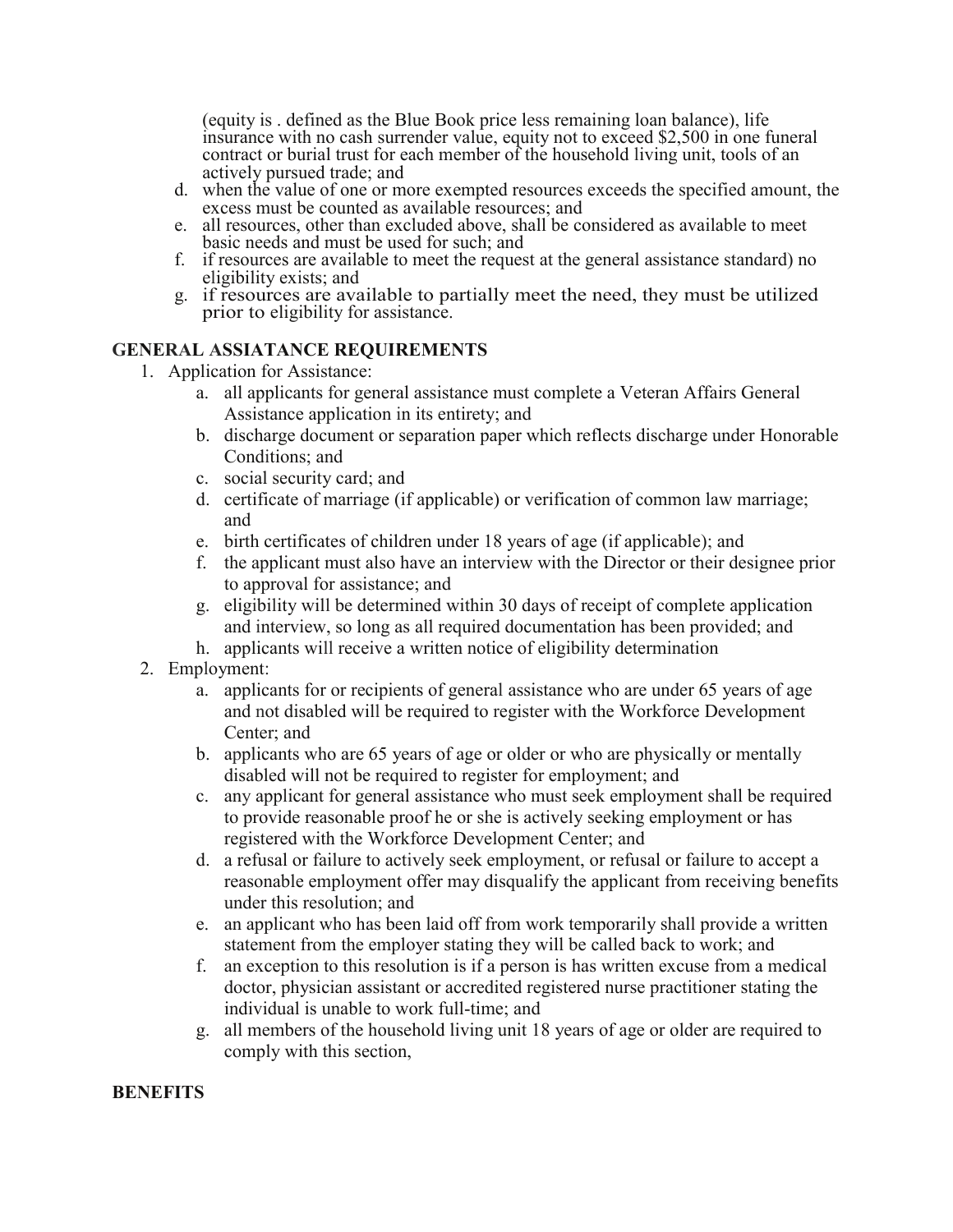(equity is . defined as the Blue Book price less remaining loan balance), life insurance with no cash surrender value, equity not to exceed $2,500 in one funeral contract or burial trust for each member of the household living unit, tools of an actively pursued trade; and

d. when the value of one or more exempted resources exceeds the specified amount, the excess must be counted as available resources; and
e. all resources, other than excluded above, shall be considered as available to meet basic needs and must be used for such; and
f. if resources are available to meet the request at the general assistance standard) no eligibility exists; and
g. if resources are available to partially meet the need, they must be utilized prior to eligibility for assistance.

**GENERAL ASSIATANCE REQUIREMENTS**

1. Application for Assistance:
   a. all applicants for general assistance must complete a Veteran Affairs General Assistance application in its entirety; and
   b. discharge document or separation paper which reflects discharge under Honorable Conditions; and
   c. social security card; and
   d. certificate of marriage (if applicable) or verification of common law marriage; and
   e. birth certificates of children under 18 years of age (if applicable); and
   f. the applicant must also have an interview with the Director or their designee prior to approval for assistance; and
   g. eligibility will be determined within 30 days of receipt of complete application and interview, so long as all required documentation has been provided; and
   h. applicants will receive a written notice of eligibility determination
2. Employment:
   a. applicants for or recipients of general assistance who are under 65 years of age and not disabled will be required to register with the Workforce Development Center; and
   b. applicants who are 65 years of age or older or who are physically or mentally disabled will not be required to register for employment; and
   c. any applicant for general assistance who must seek employment shall be required to provide reasonable proof he or she is actively seeking employment or has registered with the Workforce Development Center; and
   d. a refusal or failure to actively seek employment, or refusal or failure to accept a reasonable employment offer may disqualify the applicant from receiving benefits under this resolution; and
   e. an applicant who has been laid off from work temporarily shall provide a written statement from the employer stating they will be called back to work; and
   f. an exception to this resolution is if a person is has written excuse from a medical doctor, physician assistant or accredited registered nurse practitioner stating the individual is unable to work full-time; and
   g. all members of the household living unit 18 years of age or older are required to comply with this section,

**BENEFITS**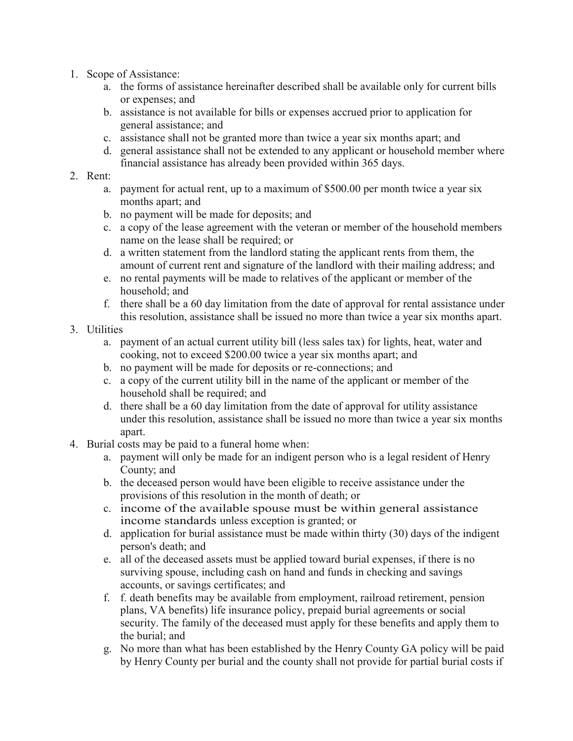1. Scope of Assistance:
    a. the forms of assistance hereinafter described shall be available only for current bills or expenses; and
    b. assistance is not available for bills or expenses accrued prior to application for general assistance; and
    c. assistance shall not be granted more than twice a year six months apart; and
    d. general assistance shall not be extended to any applicant or household member where financial assistance has already been provided within 365 days.
2. Rent:
    a. payment for actual rent, up to a maximum of $500.00 per month twice a year six months apart; and
    b. no payment will be made for deposits; and
    c. a copy of the lease agreement with the veteran or member of the household members name on the lease shall be required; or
    d. a written statement from the landlord stating the applicant rents from them, the amount of current rent and signature of the landlord with their mailing address; and
    e. no rental payments will be made to relatives of the applicant or member of the household; and
    f. there shall be a 60 day limitation from the date of approval for rental assistance under this resolution, assistance shall be issued no more than twice a year six months apart.
3. Utilities
    a. payment of an actual current utility bill (less sales tax) for lights, heat, water and cooking, not to exceed $200.00 twice a year six months apart; and
    b. no payment will be made for deposits or re-connections; and
    c. a copy of the current utility bill in the name of the applicant or member of the household shall be required; and
    d. there shall be a 60 day limitation from the date of approval for utility assistance under this resolution, assistance shall be issued no more than twice a year six months apart.
4. Burial costs may be paid to a funeral home when:
    a. payment will only be made for an indigent person who is a legal resident of Henry County; and
    b. the deceased person would have been eligible to receive assistance under the provisions of this resolution in the month of death; or
    c. income of the available spouse must be within general assistance income standards unless exception is granted; or
    d. application for burial assistance must be made within thirty (30) days of the indigent person's death; and
    e. all of the deceased assets must be applied toward burial expenses, if there is no surviving spouse, including cash on hand and funds in checking and savings accounts, or savings certificates; and
    f. f. death benefits may be available from employment, railroad retirement, pension plans, VA benefits) life insurance policy, prepaid burial agreements or social security. The family of the deceased must apply for these benefits and apply them to the burial; and
    g. No more than what has been established by the Henry County GA policy will be paid by Henry County per burial and the county shall not provide for partial burial costs if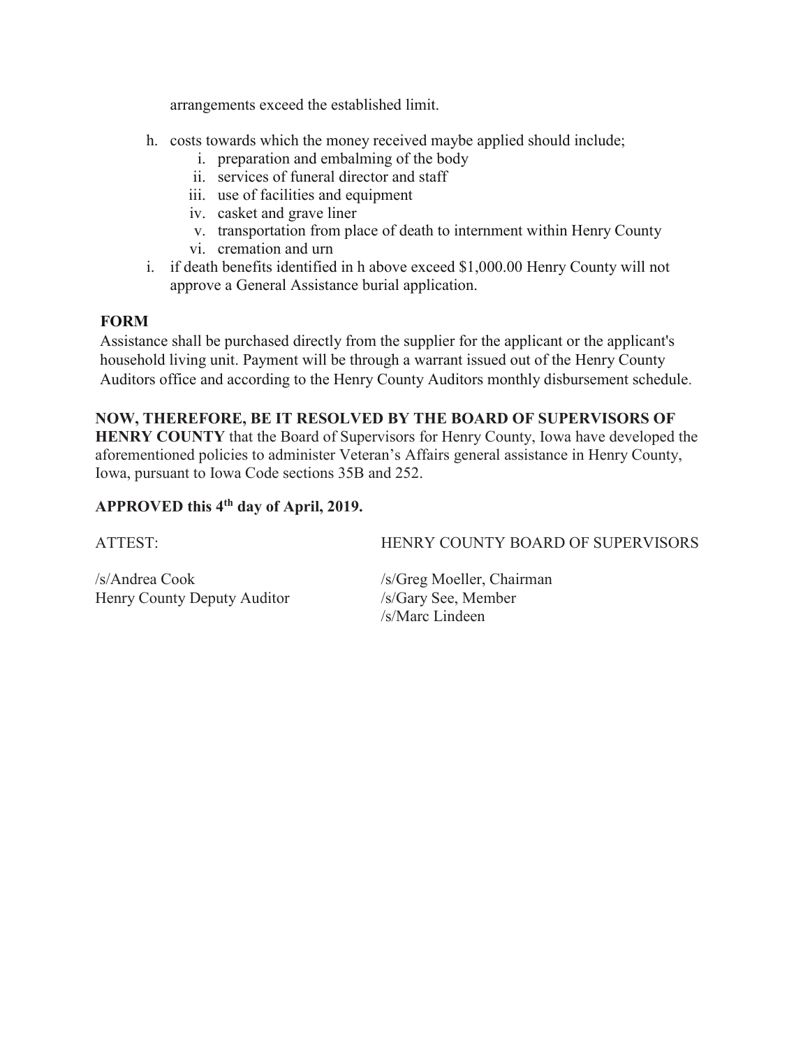arrangements exceed the established limit.

h. costs towards which the money received maybe applied should include;
    i. preparation and embalming of the body
    ii. services of funeral director and staff
    iii. use of facilities and equipment
    iv. casket and grave liner
    v. transportation from place of death to internment within Henry County
    vi. cremation and urn
i. if death benefits identified in h above exceed $1,000.00 Henry County will not approve a General Assistance burial application.

**FORM**

Assistance shall be purchased directly from the supplier for the applicant or the applicant's household living unit. Payment will be through a warrant issued out of the Henry County Auditors office and according to the Henry County Auditors monthly disbursement schedule.

**NOW, THEREFORE, BE IT RESOLVED BY THE BOARD OF SUPERVISORS OF HENRY COUNTY** that the Board of Supervisors for Henry County, Iowa have developed the aforementioned policies to administer Veteran's Affairs general assistance in Henry County, Iowa, pursuant to Iowa Code sections 35B and 252.

**APPROVED this 4th day of April, 2019.**

ATTEST:

/s/Andrea Cook
Henry County Deputy Auditor

HENRY COUNTY BOARD OF SUPERVISORS

/s/Greg Moeller, Chairman
/s/Gary See, Member
/s/Marc Lindeen